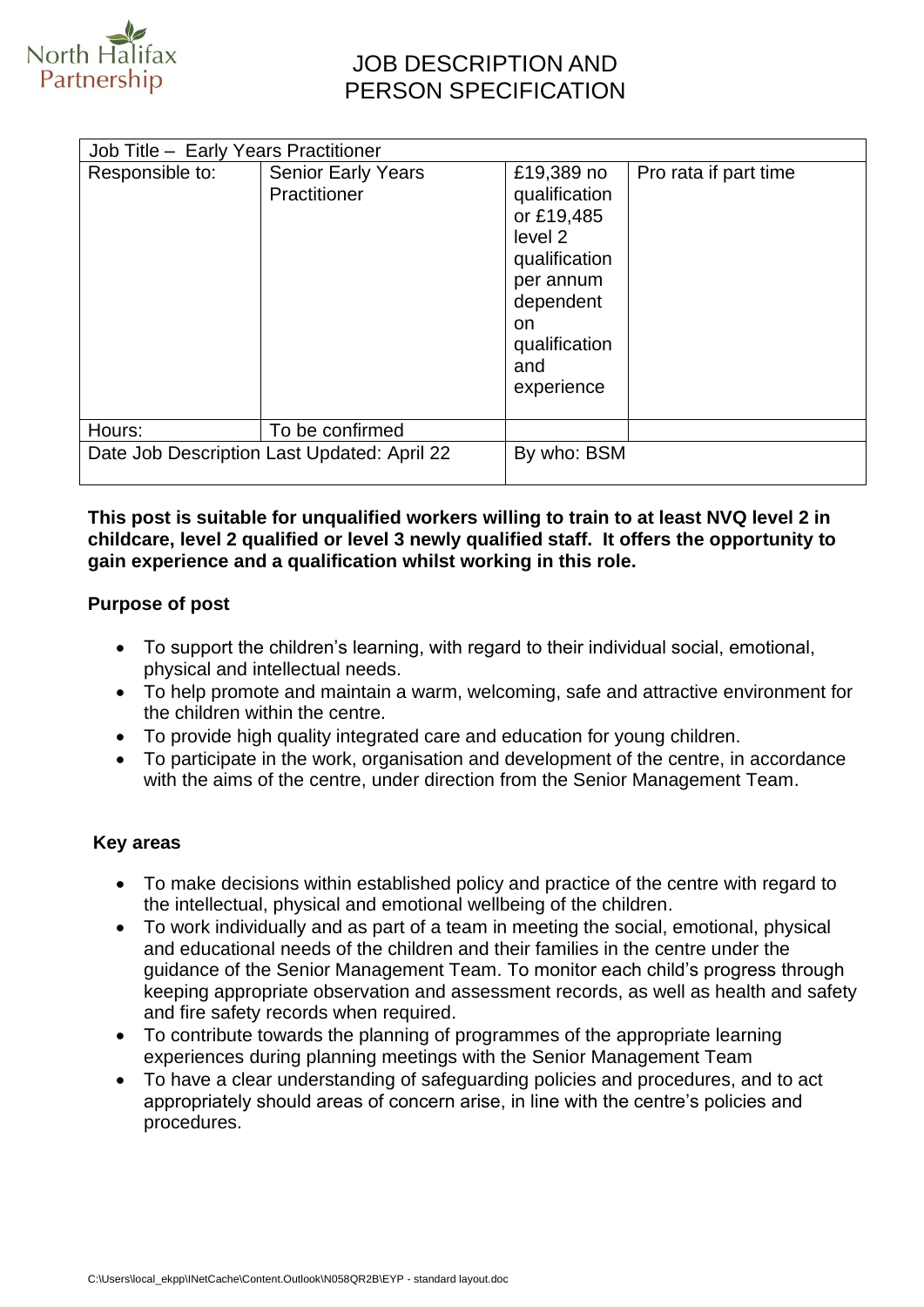North Halifax Partnership

# JOB DESCRIPTION AND PERSON SPECIFICATION

| Job Title – Early Years Practitioner | | | |
|---|---|---|---|
| Responsible to: | Senior Early Years Practitioner | £19,389 no qualification or £19,485 level 2 qualification per annum dependent on qualification and experience | Pro rata if part time |
| Hours: | To be confirmed | | |
| Date Job Description Last Updated: April 22 | | By who: BSM | |

**This post is suitable for unqualified workers willing to train to at least NVQ level 2 in childcare, level 2 qualified or level 3 newly qualified staff. It offers the opportunity to gain experience and a qualification whilst working in this role.**

**Purpose of post**

- To support the children's learning, with regard to their individual social, emotional, physical and intellectual needs.
- To help promote and maintain a warm, welcoming, safe and attractive environment for the children within the centre.
- To provide high quality integrated care and education for young children.
- To participate in the work, organisation and development of the centre, in accordance with the aims of the centre, under direction from the Senior Management Team.

**Key areas**

- To make decisions within established policy and practice of the centre with regard to the intellectual, physical and emotional wellbeing of the children.
- To work individually and as part of a team in meeting the social, emotional, physical and educational needs of the children and their families in the centre under the guidance of the Senior Management Team. To monitor each child's progress through keeping appropriate observation and assessment records, as well as health and safety and fire safety records when required.
- To contribute towards the planning of programmes of the appropriate learning experiences during planning meetings with the Senior Management Team
- To have a clear understanding of safeguarding policies and procedures, and to act appropriately should areas of concern arise, in line with the centre's policies and procedures.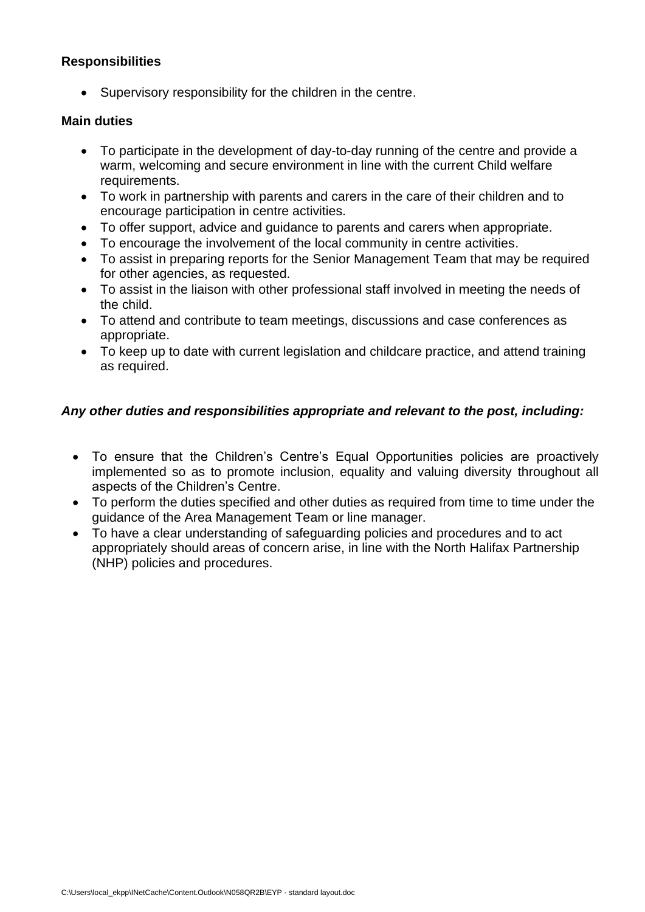**Responsibilities**

- Supervisory responsibility for the children in the centre.

**Main duties**

- To participate in the development of day-to-day running of the centre and provide a warm, welcoming and secure environment in line with the current Child welfare requirements.
- To work in partnership with parents and carers in the care of their children and to encourage participation in centre activities.
- To offer support, advice and guidance to parents and carers when appropriate.
- To encourage the involvement of the local community in centre activities.
- To assist in preparing reports for the Senior Management Team that may be required for other agencies, as requested.
- To assist in the liaison with other professional staff involved in meeting the needs of the child.
- To attend and contribute to team meetings, discussions and case conferences as appropriate.
- To keep up to date with current legislation and childcare practice, and attend training as required.

***Any other duties and responsibilities appropriate and relevant to the post, including:***

- To ensure that the Children's Centre's Equal Opportunities policies are proactively implemented so as to promote inclusion, equality and valuing diversity throughout all aspects of the Children's Centre.
- To perform the duties specified and other duties as required from time to time under the guidance of the Area Management Team or line manager.
- To have a clear understanding of safeguarding policies and procedures and to act appropriately should areas of concern arise, in line with the North Halifax Partnership (NHP) policies and procedures.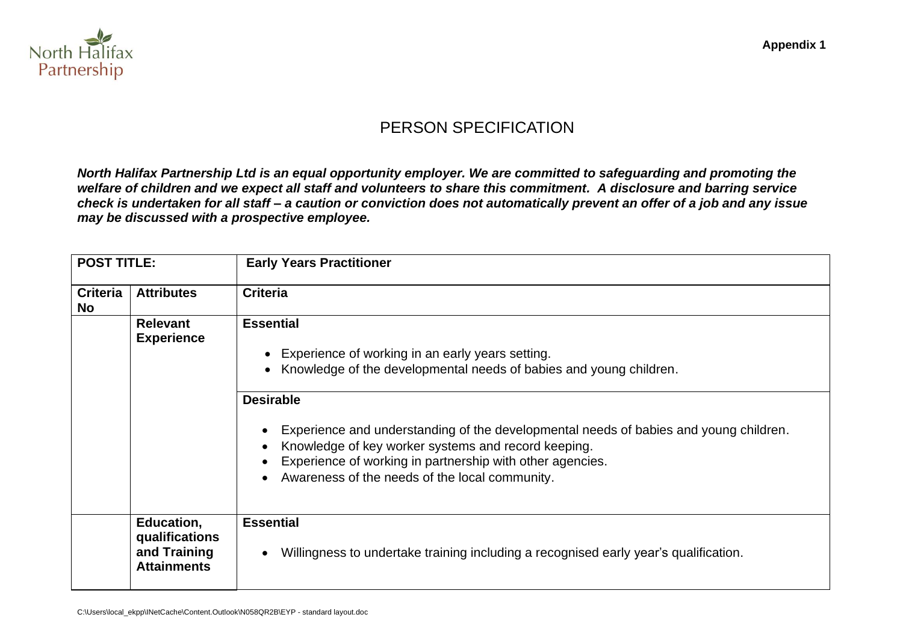North Halifax Partnership

**Appendix 1**

# PERSON SPECIFICATION

***North Halifax Partnership Ltd is an equal opportunity employer. We are committed to safeguarding and promoting the welfare of children and we expect all staff and volunteers to share this commitment. A disclosure and barring service check is undertaken for all staff – a caution or conviction does not automatically prevent an offer of a job and any issue may be discussed with a prospective employee.***

| **POST TITLE:** | | **Early Years Practitioner** |
|---|---|---|
| **Criteria No** | **Attributes** | **Criteria** |
| | **Relevant Experience** | **Essential**<br><br>• Experience of working in an early years setting.<br>• Knowledge of the developmental needs of babies and young children. |
| | | **Desirable**<br><br>• Experience and understanding of the developmental needs of babies and young children.<br>• Knowledge of key worker systems and record keeping.<br>• Experience of working in partnership with other agencies.<br>• Awareness of the needs of the local community. |
| | **Education, qualifications and Training Attainments** | **Essential**<br><br>• Willingness to undertake training including a recognised early year's qualification. |

C:\Users\local_ekpp\INetCache\Content.Outlook\N058QR2B\EYP - standard layout.doc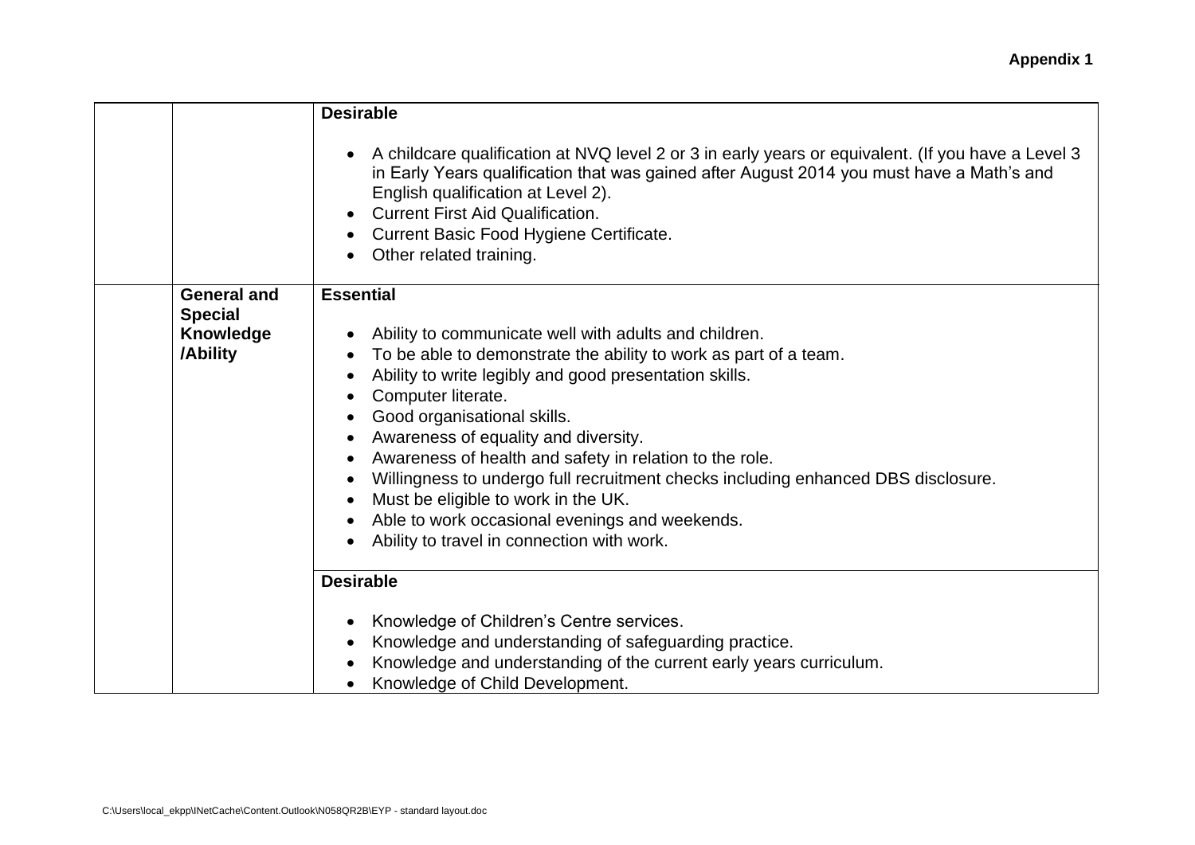**Appendix 1**

| | | |
|---|---|---|
| | | **Desirable**<br><br>• A childcare qualification at NVQ level 2 or 3 in early years or equivalent. (If you have a Level 3 in Early Years qualification that was gained after August 2014 you must have a Math's and English qualification at Level 2).<br>• Current First Aid Qualification.<br>• Current Basic Food Hygiene Certificate.<br>• Other related training. |
| | **General and Special Knowledge /Ability** | **Essential**<br><br>• Ability to communicate well with adults and children.<br>• To be able to demonstrate the ability to work as part of a team.<br>• Ability to write legibly and good presentation skills.<br>• Computer literate.<br>• Good organisational skills.<br>• Awareness of equality and diversity.<br>• Awareness of health and safety in relation to the role.<br>• Willingness to undergo full recruitment checks including enhanced DBS disclosure.<br>• Must be eligible to work in the UK.<br>• Able to work occasional evenings and weekends.<br>• Ability to travel in connection with work. |
| | | **Desirable**<br><br>• Knowledge of Children's Centre services.<br>• Knowledge and understanding of safeguarding practice.<br>• Knowledge and understanding of the current early years curriculum.<br>• Knowledge of Child Development. |

C:\Users\local_ekpp\INetCache\Content.Outlook\N058QR2B\EYP - standard layout.doc